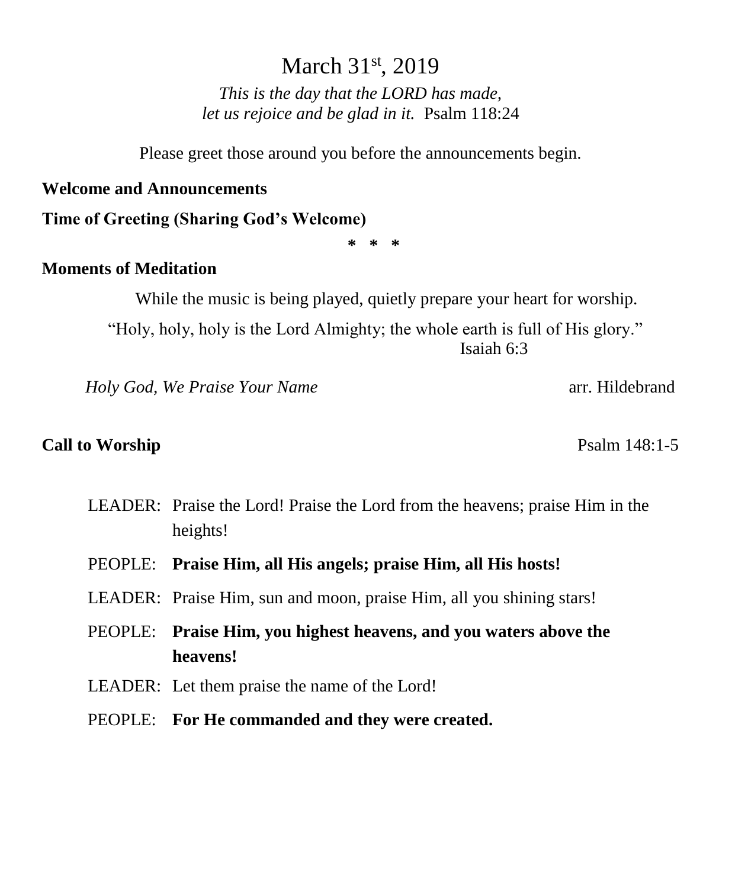# March 31st, 2019

*This is the day that the LORD has made,*
*let us rejoice and be glad in it.* Psalm 118:24

Please greet those around you before the announcements begin.

**Welcome and Announcements**

**Time of Greeting (Sharing God's Welcome)**

\* \* \*

**Moments of Meditation**

While the music is being played, quietly prepare your heart for worship.

"Holy, holy, holy is the Lord Almighty; the whole earth is full of His glory."
Isaiah 6:3

*Holy God, We Praise Your Name* arr. Hildebrand

**Call to Worship** Psalm 148:1-5

LEADER: Praise the Lord! Praise the Lord from the heavens; praise Him in the heights!

PEOPLE: **Praise Him, all His angels; praise Him, all His hosts!**

LEADER: Praise Him, sun and moon, praise Him, all you shining stars!

PEOPLE: **Praise Him, you highest heavens, and you waters above the heavens!**

LEADER: Let them praise the name of the Lord!

PEOPLE: **For He commanded and they were created.**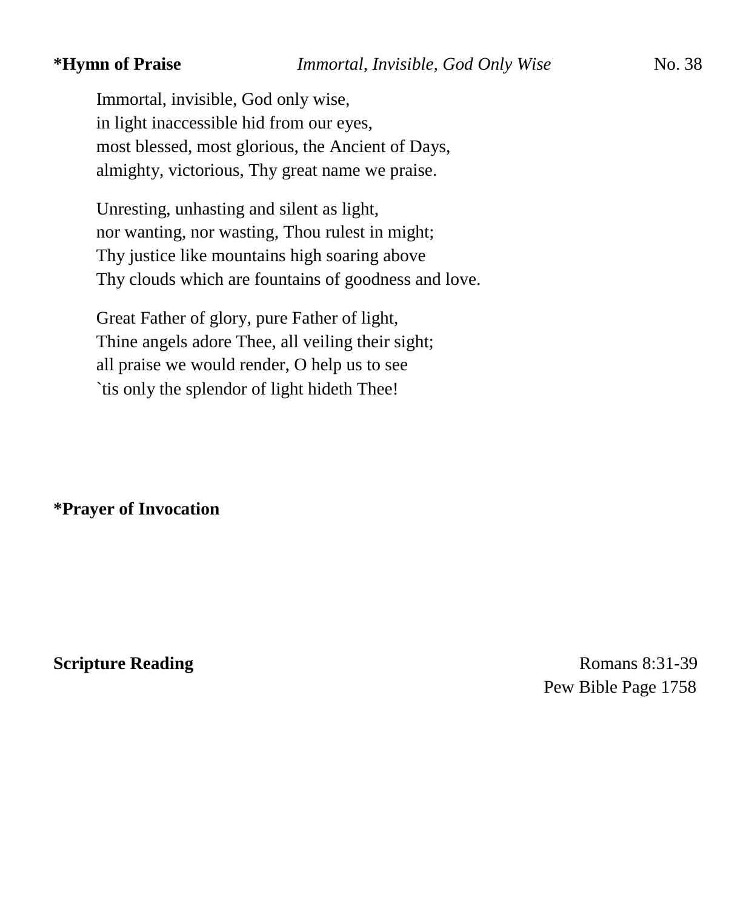**\*Hymn of Praise** *Immortal, Invisible, God Only Wise* No. 38

Immortal, invisible, God only wise,
in light inaccessible hid from our eyes,
most blessed, most glorious, the Ancient of Days,
almighty, victorious, Thy great name we praise.

Unresting, unhasting and silent as light,
nor wanting, nor wasting, Thou rulest in might;
Thy justice like mountains high soaring above
Thy clouds which are fountains of goodness and love.

Great Father of glory, pure Father of light,
Thine angels adore Thee, all veiling their sight;
all praise we would render, O help us to see
`tis only the splendor of light hideth Thee!

**\*Prayer of Invocation**

**Scripture Reading** Romans 8:31-39
Pew Bible Page 1758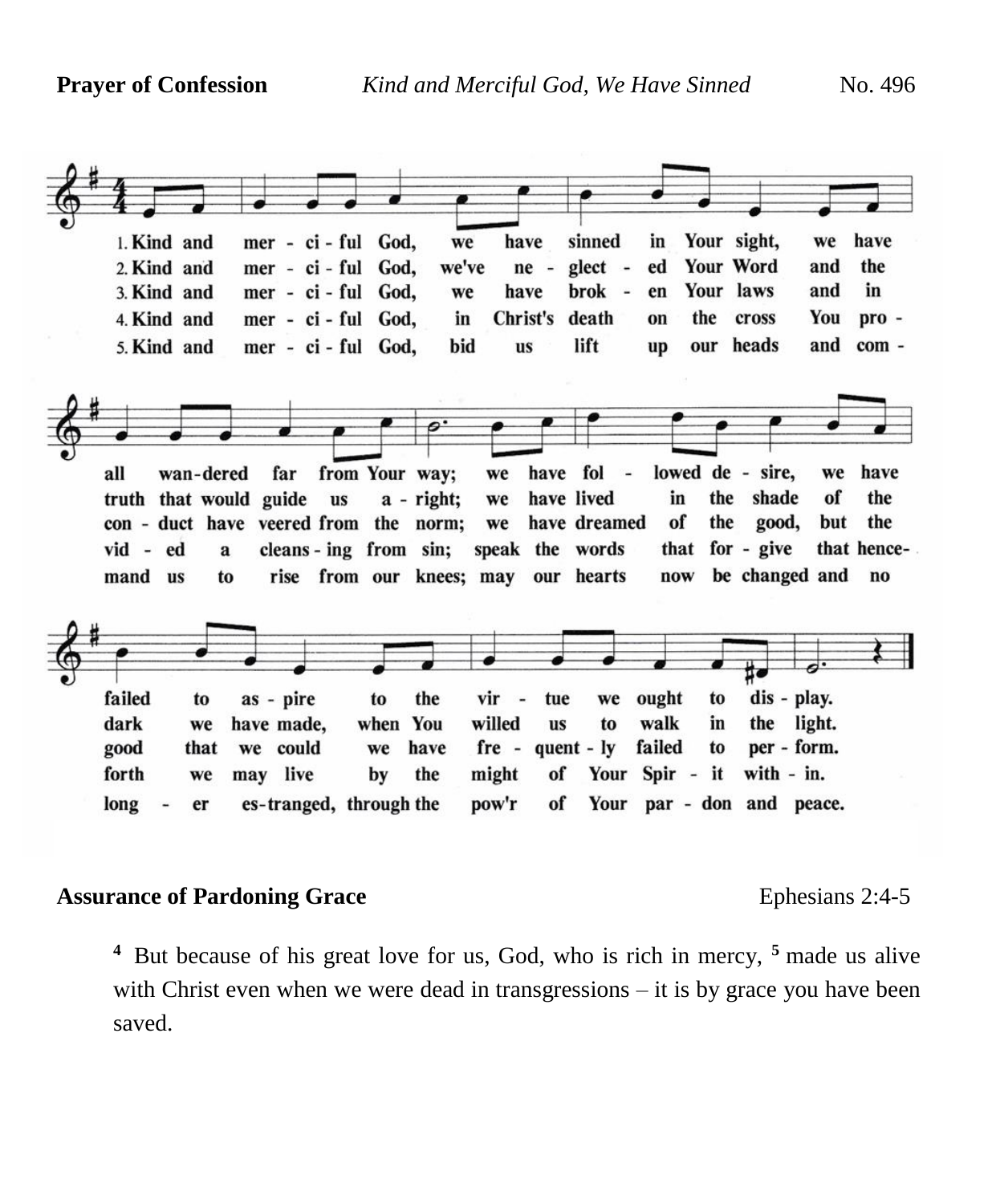**Prayer of Confession** *Kind and Merciful God, We Have Sinned* No. 496

1. Kind and merciful God, we have sinned in Your sight, we have all wandered far from Your way; we have followed desire, we have failed to aspire to the virtue we ought to display.
2. Kind and merciful God, we've neglected Your Word and the truth that would guide us aright; we have lived in the shade of the dark we have made, when You willed us to walk in the light.
3. Kind and merciful God, we have broken Your laws and in conduct have veered from the norm; we have dreamed of the good, but the good that we could we have frequently failed to perform.
4. Kind and merciful God, in Christ's death on the cross You provided a cleansing from sin; speak the words that forgive that henceforth we may live by the might of Your Spirit within.
5. Kind and merciful God, bid us lift up our heads and command us to rise from our knees; may our hearts now be changed and no longer estranged, through the pow'r of Your pardon and peace.

**Assurance of Pardoning Grace** Ephesians 2:4-5

[4] But because of his great love for us, God, who is rich in mercy, [5] made us alive with Christ even when we were dead in transgressions – it is by grace you have been saved.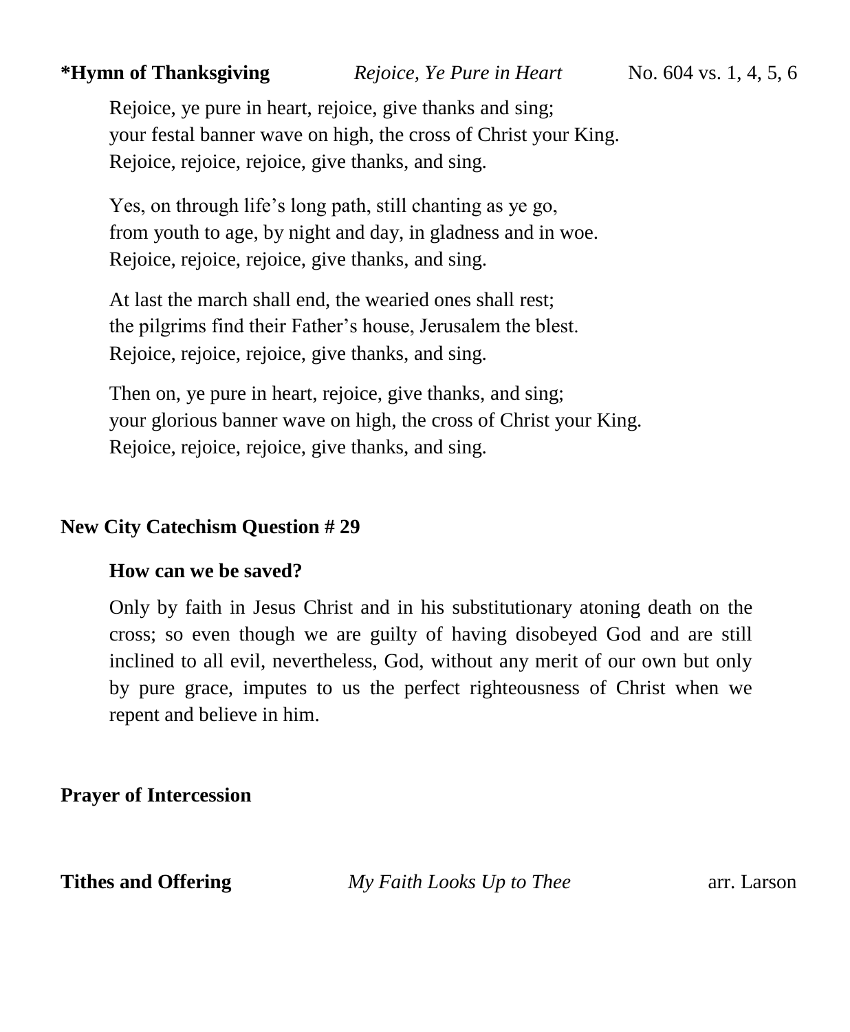**\*Hymn of Thanksgiving** *Rejoice, Ye Pure in Heart* No. 604 vs. 1, 4, 5, 6

Rejoice, ye pure in heart, rejoice, give thanks and sing;
your festal banner wave on high, the cross of Christ your King.
Rejoice, rejoice, rejoice, give thanks, and sing.

Yes, on through life's long path, still chanting as ye go,
from youth to age, by night and day, in gladness and in woe.
Rejoice, rejoice, rejoice, give thanks, and sing.

At last the march shall end, the wearied ones shall rest;
the pilgrims find their Father's house, Jerusalem the blest.
Rejoice, rejoice, rejoice, give thanks, and sing.

Then on, ye pure in heart, rejoice, give thanks, and sing;
your glorious banner wave on high, the cross of Christ your King.
Rejoice, rejoice, rejoice, give thanks, and sing.

**New City Catechism Question # 29**

**How can we be saved?**

Only by faith in Jesus Christ and in his substitutionary atoning death on the cross; so even though we are guilty of having disobeyed God and are still inclined to all evil, nevertheless, God, without any merit of our own but only by pure grace, imputes to us the perfect righteousness of Christ when we repent and believe in him.

**Prayer of Intercession**

**Tithes and Offering** *My Faith Looks Up to Thee* arr. Larson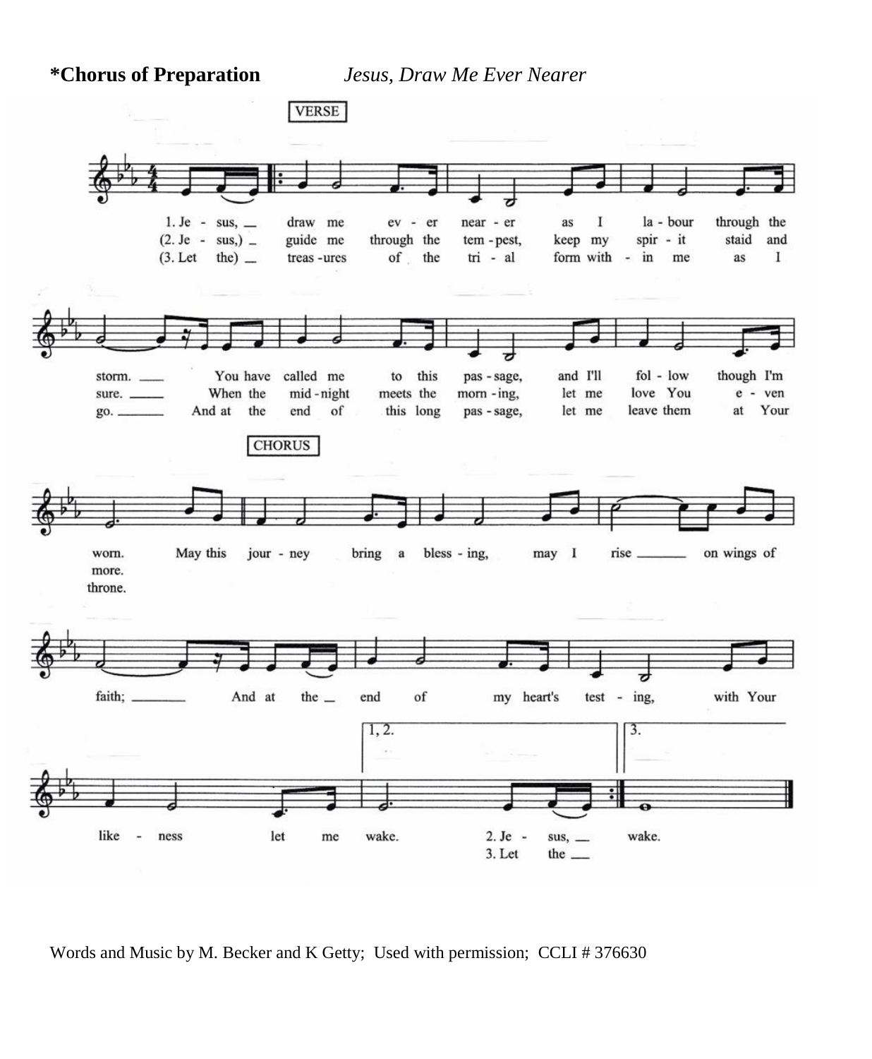**\*Chorus of Preparation** *Jesus, Draw Me Ever Nearer*

VERSE

1. Je - sus, __ draw me ev - er near - er as I la - bour through the storm. ____ You have called me to this pas - sage, and I'll fol - low though I'm worn.

(2. Je - sus,) _ guide me through the tem - pest, keep my spir - it staid and sure. _____ When the mid - night meets the morn - ing, let me love You e - ven more.

(3. Let the) __ treas - ures of the tri - al form with - in me as I go. _______ And at the end of this long pas - sage, let me leave them at Your throne.

CHORUS

May this jour - ney bring a bless - ing, may I rise _______ on wings of faith; ________ And at the __ end of my heart's test - ing, with Your like - ness let me wake.

1, 2. wake. 2. Je - sus, __ 3. Let the __

3. wake.

Words and Music by M. Becker and K Getty; Used with permission; CCLI # 376630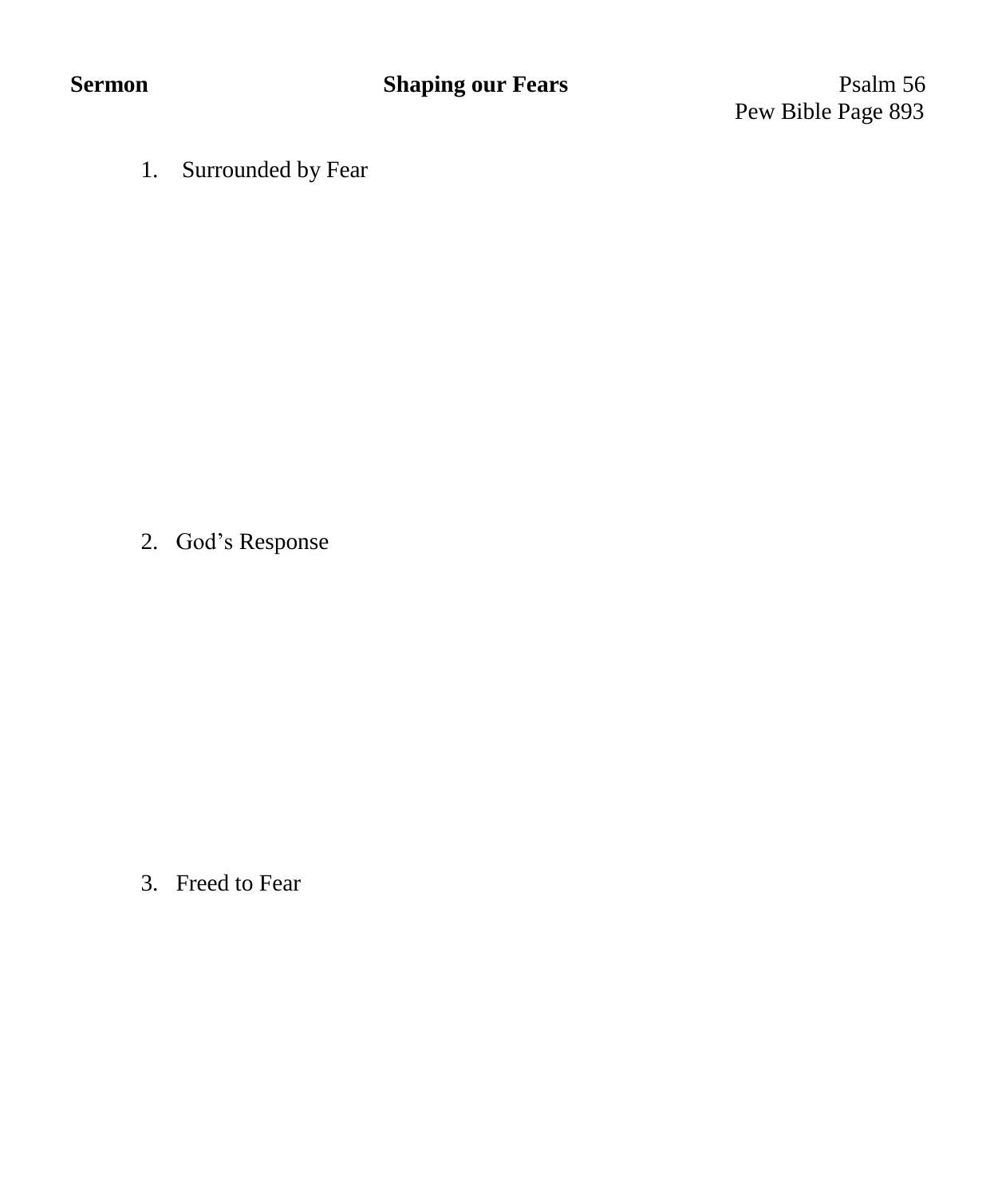**Sermon** **Shaping our Fears** Psalm 56

Pew Bible Page 893

1. Surrounded by Fear

2. God's Response

3. Freed to Fear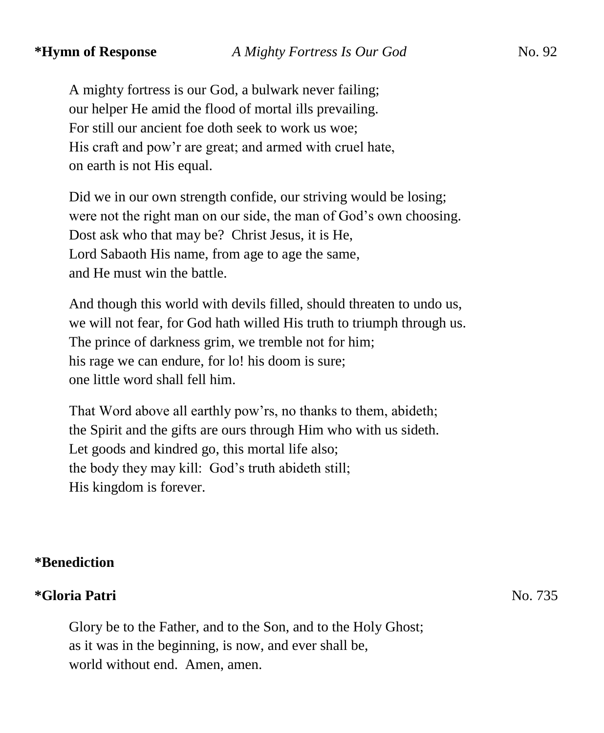**\*Hymn of Response** *A Mighty Fortress Is Our God* No. 92

A mighty fortress is our God, a bulwark never failing;
our helper He amid the flood of mortal ills prevailing.
For still our ancient foe doth seek to work us woe;
His craft and pow'r are great; and armed with cruel hate,
on earth is not His equal.

Did we in our own strength confide, our striving would be losing;
were not the right man on our side, the man of God's own choosing.
Dost ask who that may be? Christ Jesus, it is He,
Lord Sabaoth His name, from age to age the same,
and He must win the battle.

And though this world with devils filled, should threaten to undo us,
we will not fear, for God hath willed His truth to triumph through us.
The prince of darkness grim, we tremble not for him;
his rage we can endure, for lo! his doom is sure;
one little word shall fell him.

That Word above all earthly pow'rs, no thanks to them, abideth;
the Spirit and the gifts are ours through Him who with us sideth.
Let goods and kindred go, this mortal life also;
the body they may kill: God's truth abideth still;
His kingdom is forever.

**\*Benediction**

**\*Gloria Patri** No. 735

Glory be to the Father, and to the Son, and to the Holy Ghost;
as it was in the beginning, is now, and ever shall be,
world without end. Amen, amen.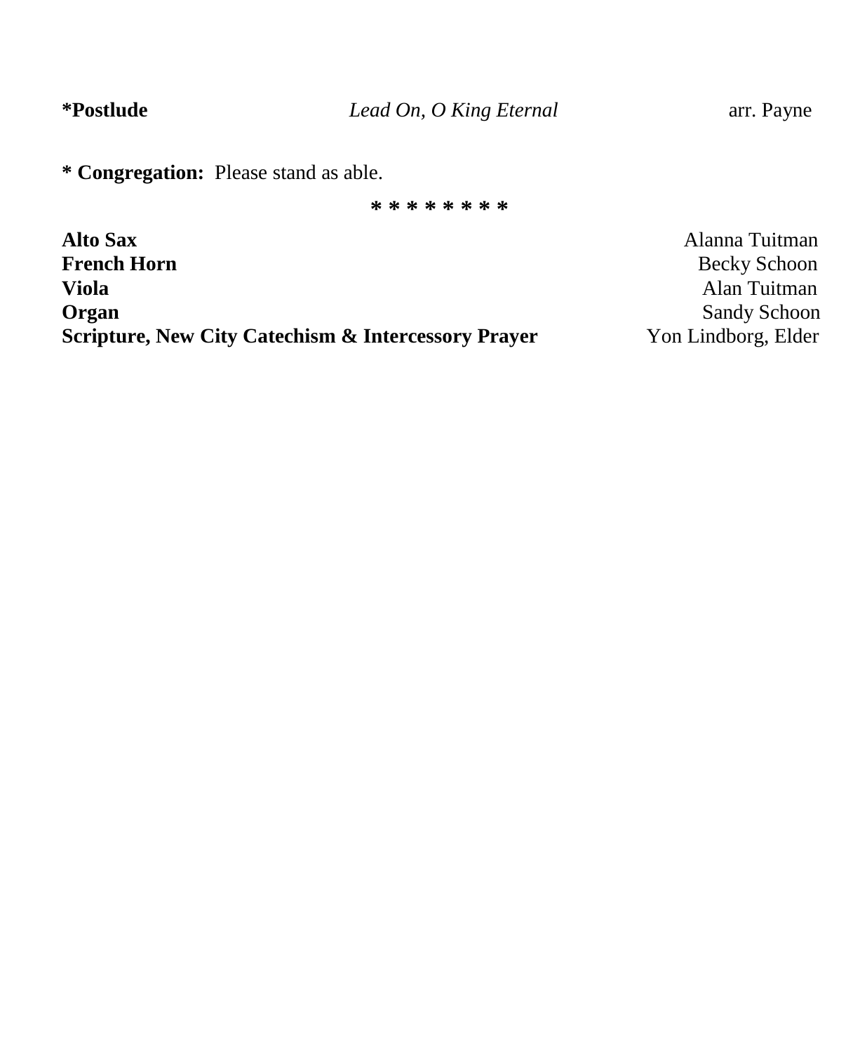**\*Postlude** *Lead On, O King Eternal* arr. Payne

**\* Congregation:** Please stand as able.

\* \* \* \* \* \* \* \* \*

**Alto Sax** Alanna Tuitman
**French Horn** Becky Schoon
**Viola** Alan Tuitman
**Organ** Sandy Schoon
**Scripture, New City Catechism & Intercessory Prayer** Yon Lindborg, Elder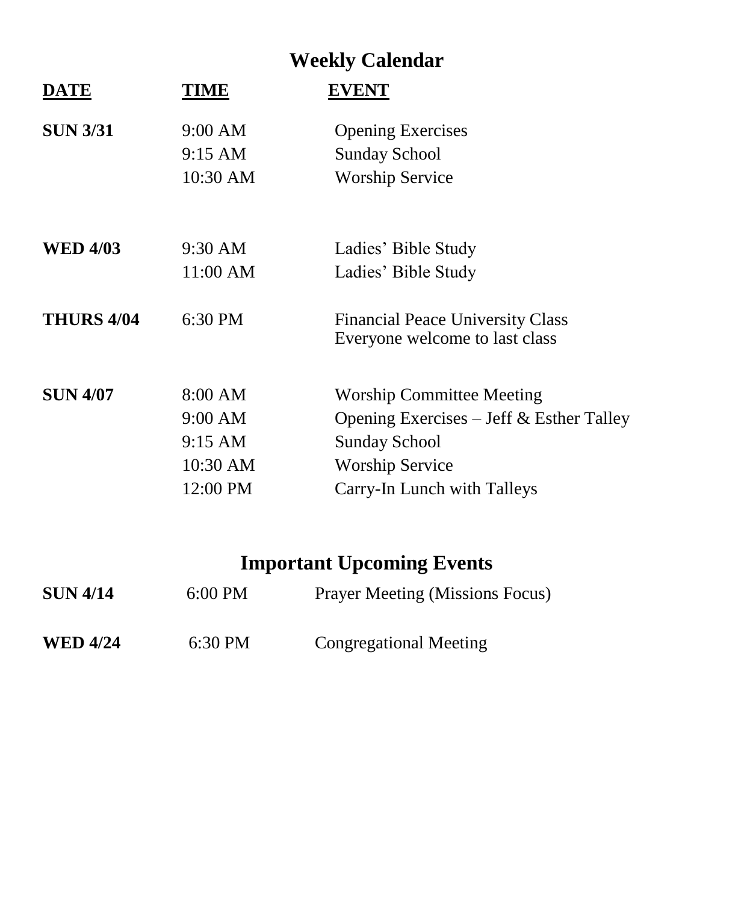# Weekly Calendar

| DATE | TIME | EVENT |
|---|---|---|
| **SUN 3/31** | 9:00 AM | Opening Exercises |
| | 9:15 AM | Sunday School |
| | 10:30 AM | Worship Service |
| **WED 4/03** | 9:30 AM | Ladies' Bible Study |
| | 11:00 AM | Ladies' Bible Study |
| **THURS 4/04** | 6:30 PM | Financial Peace University Class<br>Everyone welcome to last class |
| **SUN 4/07** | 8:00 AM | Worship Committee Meeting |
| | 9:00 AM | Opening Exercises – Jeff & Esther Talley |
| | 9:15 AM | Sunday School |
| | 10:30 AM | Worship Service |
| | 12:00 PM | Carry-In Lunch with Talleys |

# Important Upcoming Events

| | | |
|---|---|---|
| **SUN 4/14** | 6:00 PM | Prayer Meeting (Missions Focus) |
| **WED 4/24** | 6:30 PM | Congregational Meeting |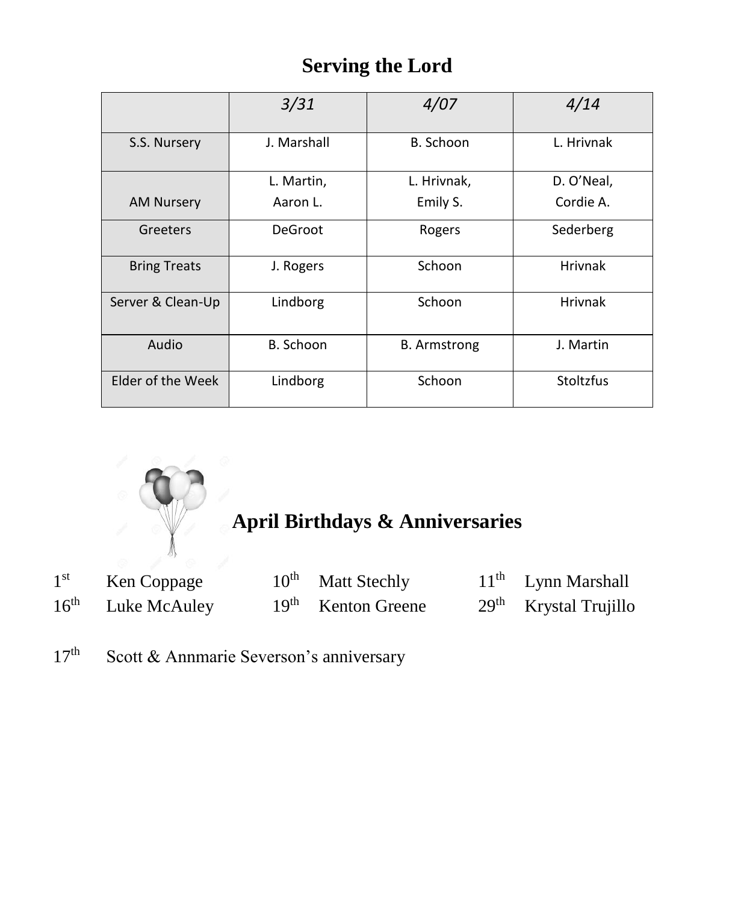# Serving the Lord

| | *3/31* | *4/07* | *4/14* |
|---|---|---|---|
| S.S. Nursery | J. Marshall | B. Schoon | L. Hrivnak |
| AM Nursery | L. Martin, Aaron L. | L. Hrivnak, Emily S. | D. O'Neal, Cordie A. |
| Greeters | DeGroot | Rogers | Sederberg |
| Bring Treats | J. Rogers | Schoon | Hrivnak |
| Server & Clean-Up | Lindborg | Schoon | Hrivnak |
| Audio | B. Schoon | B. Armstrong | J. Martin |
| Elder of the Week | Lindborg | Schoon | Stoltzfus |

## April Birthdays & Anniversaries

1st Ken Coppage

10th Matt Stechly

11th Lynn Marshall

16th Luke McAuley

19th Kenton Greene

29th Krystal Trujillo

17th Scott & Annmarie Severson's anniversary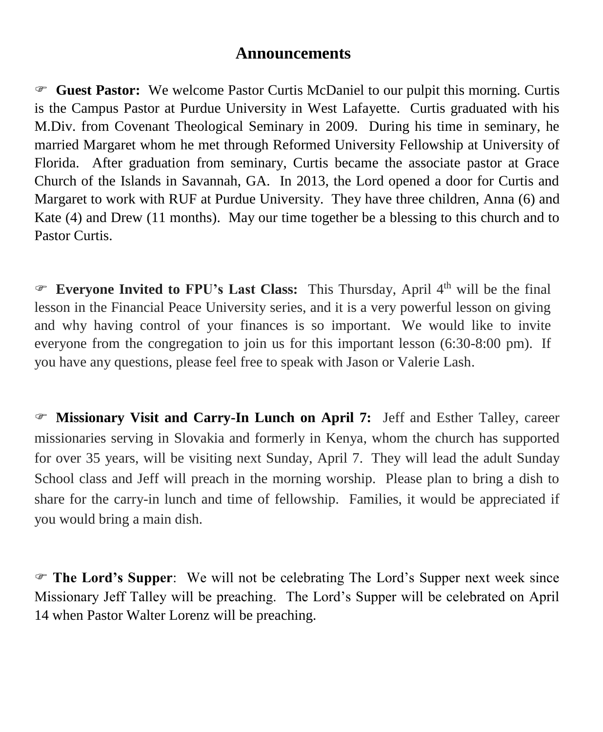# Announcements

☞ **Guest Pastor:** We welcome Pastor Curtis McDaniel to our pulpit this morning. Curtis is the Campus Pastor at Purdue University in West Lafayette. Curtis graduated with his M.Div. from Covenant Theological Seminary in 2009. During his time in seminary, he married Margaret whom he met through Reformed University Fellowship at University of Florida. After graduation from seminary, Curtis became the associate pastor at Grace Church of the Islands in Savannah, GA. In 2013, the Lord opened a door for Curtis and Margaret to work with RUF at Purdue University. They have three children, Anna (6) and Kate (4) and Drew (11 months). May our time together be a blessing to this church and to Pastor Curtis.

☞ **Everyone Invited to FPU's Last Class:** This Thursday, April 4th will be the final lesson in the Financial Peace University series, and it is a very powerful lesson on giving and why having control of your finances is so important. We would like to invite everyone from the congregation to join us for this important lesson (6:30-8:00 pm). If you have any questions, please feel free to speak with Jason or Valerie Lash.

☞ **Missionary Visit and Carry-In Lunch on April 7:** Jeff and Esther Talley, career missionaries serving in Slovakia and formerly in Kenya, whom the church has supported for over 35 years, will be visiting next Sunday, April 7. They will lead the adult Sunday School class and Jeff will preach in the morning worship. Please plan to bring a dish to share for the carry-in lunch and time of fellowship. Families, it would be appreciated if you would bring a main dish.

☞ **The Lord's Supper**: We will not be celebrating The Lord's Supper next week since Missionary Jeff Talley will be preaching. The Lord's Supper will be celebrated on April 14 when Pastor Walter Lorenz will be preaching.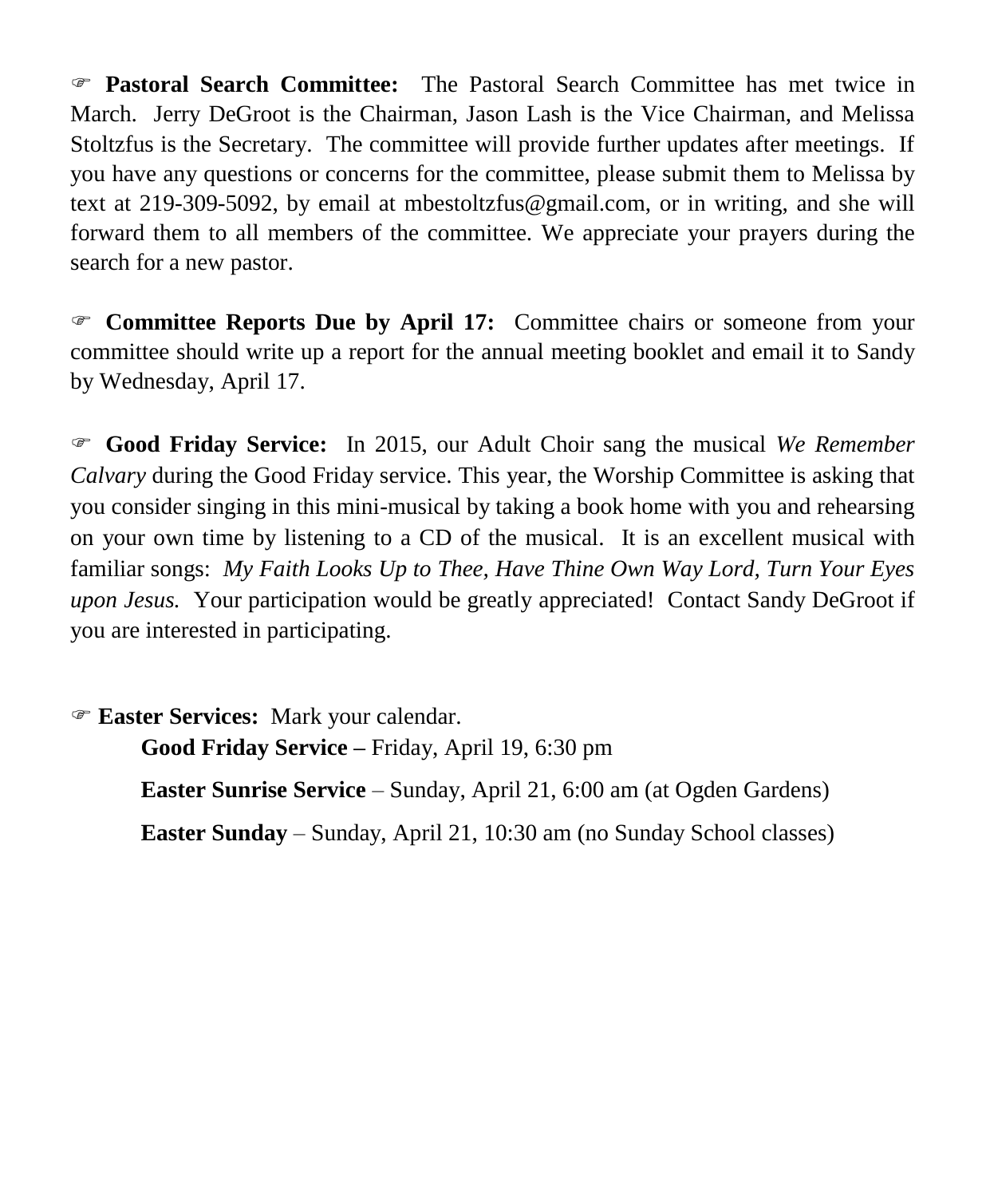☞ **Pastoral Search Committee:** The Pastoral Search Committee has met twice in March. Jerry DeGroot is the Chairman, Jason Lash is the Vice Chairman, and Melissa Stoltzfus is the Secretary. The committee will provide further updates after meetings. If you have any questions or concerns for the committee, please submit them to Melissa by text at 219-309-5092, by email at mbestoltzfus@gmail.com, or in writing, and she will forward them to all members of the committee. We appreciate your prayers during the search for a new pastor.

☞ **Committee Reports Due by April 17:** Committee chairs or someone from your committee should write up a report for the annual meeting booklet and email it to Sandy by Wednesday, April 17.

☞ **Good Friday Service:** In 2015, our Adult Choir sang the musical *We Remember Calvary* during the Good Friday service. This year, the Worship Committee is asking that you consider singing in this mini-musical by taking a book home with you and rehearsing on your own time by listening to a CD of the musical. It is an excellent musical with familiar songs: *My Faith Looks Up to Thee, Have Thine Own Way Lord, Turn Your Eyes upon Jesus.* Your participation would be greatly appreciated! Contact Sandy DeGroot if you are interested in participating.

☞ **Easter Services:** Mark your calendar.

**Good Friday Service –** Friday, April 19, 6:30 pm

**Easter Sunrise Service** – Sunday, April 21, 6:00 am (at Ogden Gardens)

**Easter Sunday** – Sunday, April 21, 10:30 am (no Sunday School classes)